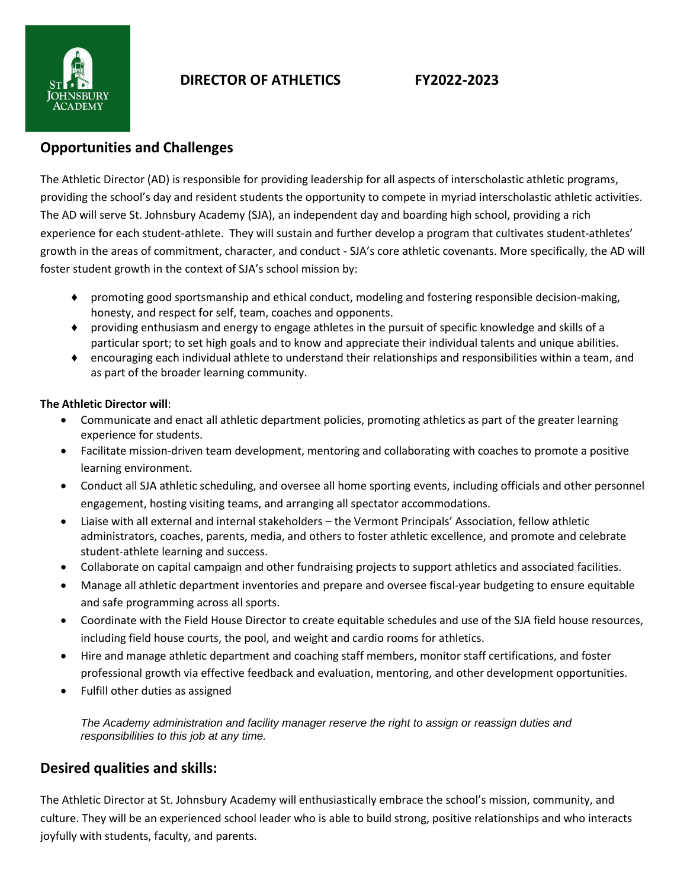# DIRECTOR OF ATHLETICS FY2022-2023

## Opportunities and Challenges

The Athletic Director (AD) is responsible for providing leadership for all aspects of interscholastic athletic programs, providing the school's day and resident students the opportunity to compete in myriad interscholastic athletic activities. The AD will serve St. Johnsbury Academy (SJA), an independent day and boarding high school, providing a rich experience for each student-athlete. They will sustain and further develop a program that cultivates student-athletes' growth in the areas of commitment, character, and conduct - SJA's core athletic covenants. More specifically, the AD will foster student growth in the context of SJA's school mission by:

- promoting good sportsmanship and ethical conduct, modeling and fostering responsible decision-making, honesty, and respect for self, team, coaches and opponents.
- providing enthusiasm and energy to engage athletes in the pursuit of specific knowledge and skills of a particular sport; to set high goals and to know and appreciate their individual talents and unique abilities.
- encouraging each individual athlete to understand their relationships and responsibilities within a team, and as part of the broader learning community.

**The Athletic Director will**:

- Communicate and enact all athletic department policies, promoting athletics as part of the greater learning experience for students.
- Facilitate mission-driven team development, mentoring and collaborating with coaches to promote a positive learning environment.
- Conduct all SJA athletic scheduling, and oversee all home sporting events, including officials and other personnel engagement, hosting visiting teams, and arranging all spectator accommodations.
- Liaise with all external and internal stakeholders – the Vermont Principals' Association, fellow athletic administrators, coaches, parents, media, and others to foster athletic excellence, and promote and celebrate student-athlete learning and success.
- Collaborate on capital campaign and other fundraising projects to support athletics and associated facilities.
- Manage all athletic department inventories and prepare and oversee fiscal-year budgeting to ensure equitable and safe programming across all sports.
- Coordinate with the Field House Director to create equitable schedules and use of the SJA field house resources, including field house courts, the pool, and weight and cardio rooms for athletics.
- Hire and manage athletic department and coaching staff members, monitor staff certifications, and foster professional growth via effective feedback and evaluation, mentoring, and other development opportunities.
- Fulfill other duties as assigned

*The Academy administration and facility manager reserve the right to assign or reassign duties and responsibilities to this job at any time.*

## Desired qualities and skills:

The Athletic Director at St. Johnsbury Academy will enthusiastically embrace the school's mission, community, and culture. They will be an experienced school leader who is able to build strong, positive relationships and who interacts joyfully with students, faculty, and parents.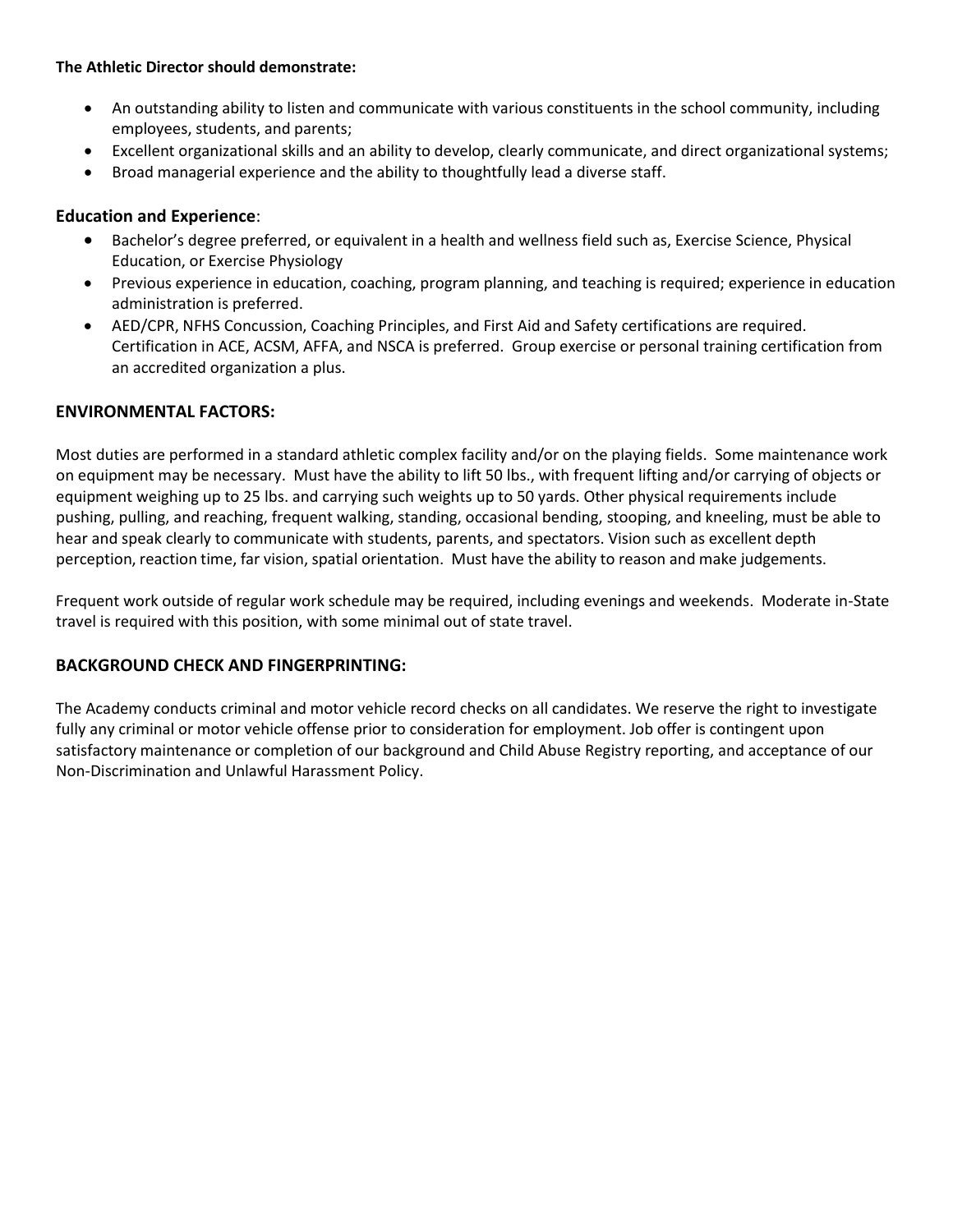**The Athletic Director should demonstrate:**

- An outstanding ability to listen and communicate with various constituents in the school community, including employees, students, and parents;
- Excellent organizational skills and an ability to develop, clearly communicate, and direct organizational systems;
- Broad managerial experience and the ability to thoughtfully lead a diverse staff.

### Education and Experience:

- Bachelor's degree preferred, or equivalent in a health and wellness field such as, Exercise Science, Physical Education, or Exercise Physiology
- Previous experience in education, coaching, program planning, and teaching is required; experience in education administration is preferred.
- AED/CPR, NFHS Concussion, Coaching Principles, and First Aid and Safety certifications are required. Certification in ACE, ACSM, AFFA, and NSCA is preferred. Group exercise or personal training certification from an accredited organization a plus.

### ENVIRONMENTAL FACTORS:

Most duties are performed in a standard athletic complex facility and/or on the playing fields. Some maintenance work on equipment may be necessary. Must have the ability to lift 50 lbs., with frequent lifting and/or carrying of objects or equipment weighing up to 25 lbs. and carrying such weights up to 50 yards. Other physical requirements include pushing, pulling, and reaching, frequent walking, standing, occasional bending, stooping, and kneeling, must be able to hear and speak clearly to communicate with students, parents, and spectators. Vision such as excellent depth perception, reaction time, far vision, spatial orientation. Must have the ability to reason and make judgements.

Frequent work outside of regular work schedule may be required, including evenings and weekends. Moderate in-State travel is required with this position, with some minimal out of state travel.

### BACKGROUND CHECK AND FINGERPRINTING:

The Academy conducts criminal and motor vehicle record checks on all candidates. We reserve the right to investigate fully any criminal or motor vehicle offense prior to consideration for employment. Job offer is contingent upon satisfactory maintenance or completion of our background and Child Abuse Registry reporting, and acceptance of our Non-Discrimination and Unlawful Harassment Policy.